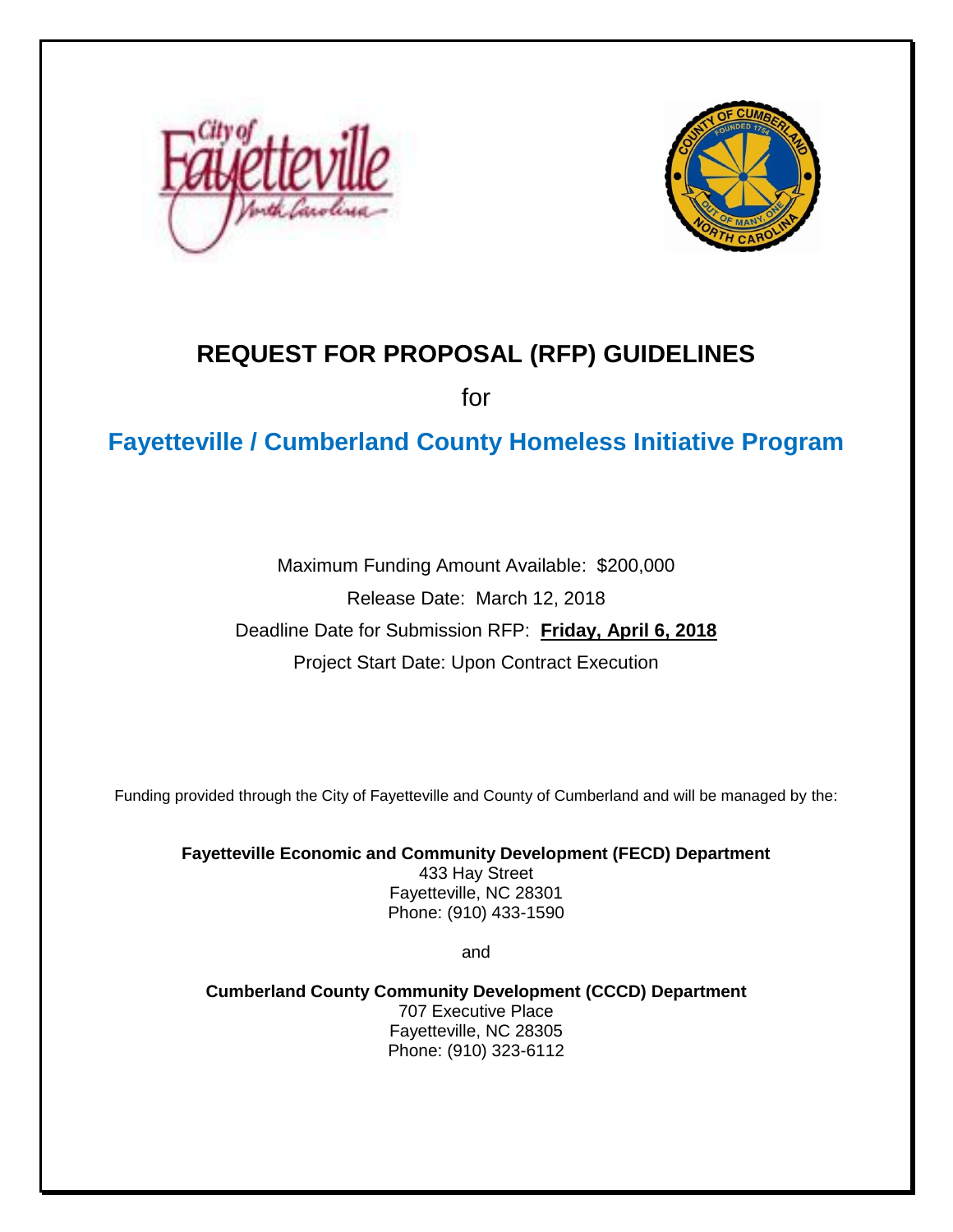# REQUEST FOR PROPOSAL (RFP) GUIDELINES

for

## Fayetteville / Cumberland County Homeless Initiative Program

Maximum Funding Amount Available: $200,000

Release Date: March 12, 2018

Deadline Date for Submission RFP: **Friday, April 6, 2018**

Project Start Date: Upon Contract Execution

Funding provided through the City of Fayetteville and County of Cumberland and will be managed by the:

**Fayetteville Economic and Community Development (FECD) Department**
433 Hay Street
Fayetteville, NC 28301
Phone: (910) 433-1590

and

**Cumberland County Community Development (CCCD) Department**
707 Executive Place
Fayetteville, NC 28305
Phone: (910) 323-6112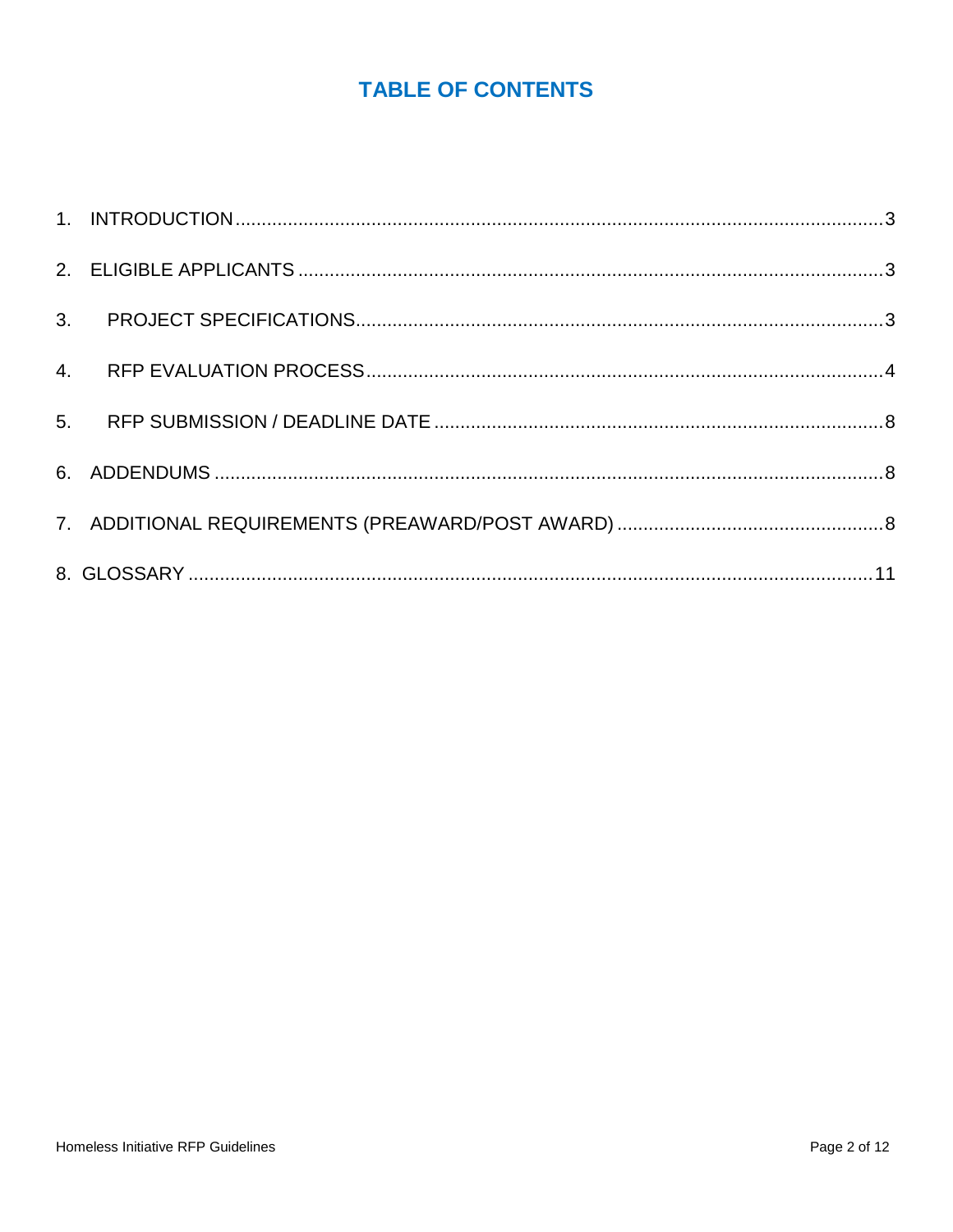# TABLE OF CONTENTS

1. INTRODUCTION ........ 3
2. ELIGIBLE APPLICANTS ........ 3
3. PROJECT SPECIFICATIONS ........ 3
4. RFP EVALUATION PROCESS ........ 4
5. RFP SUBMISSION / DEADLINE DATE ........ 8
6. ADDENDUMS ........ 8
7. ADDITIONAL REQUIREMENTS (PREAWARD/POST AWARD) ........ 8
8. GLOSSARY ........ 11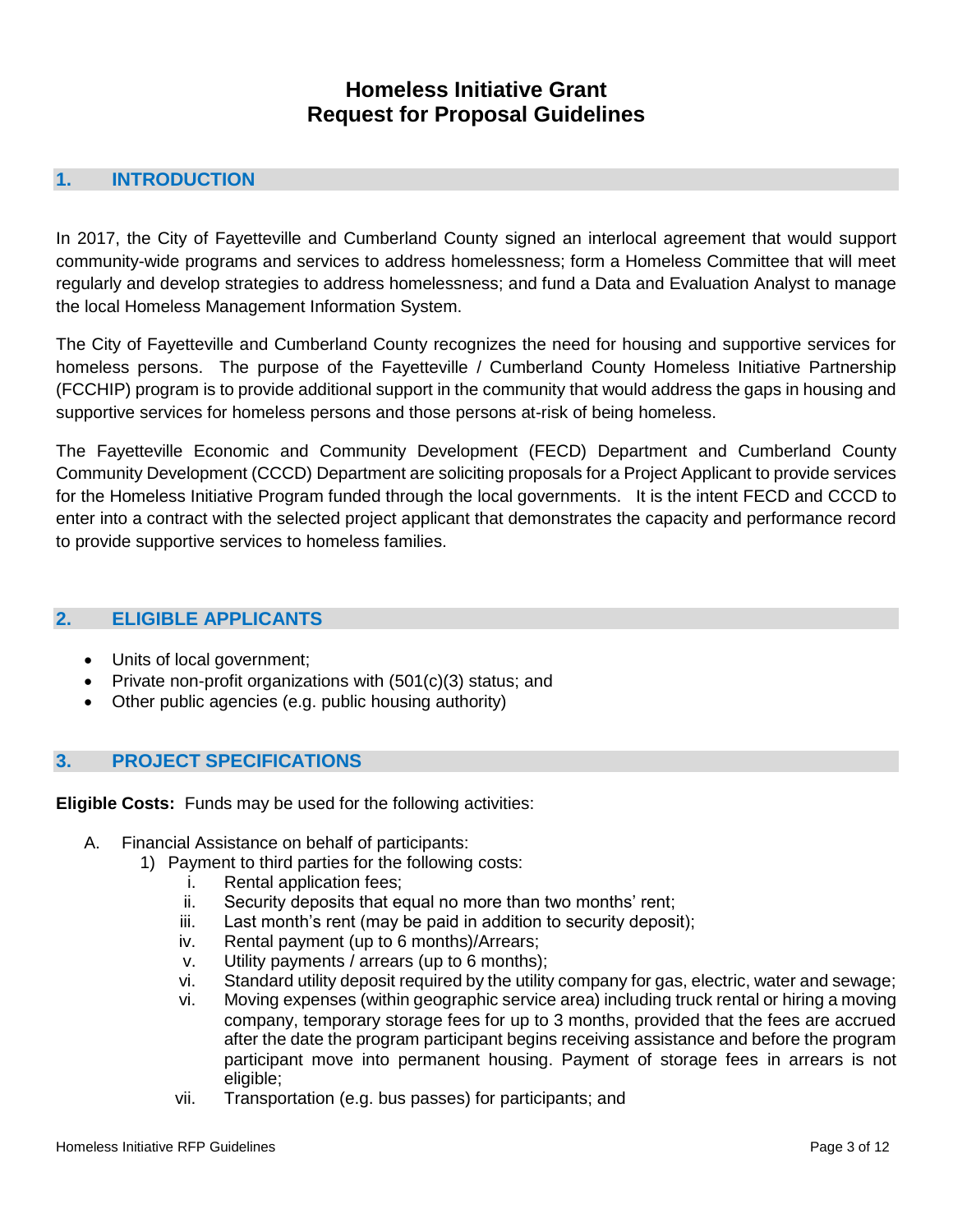# Homeless Initiative Grant
# Request for Proposal Guidelines

## 1. INTRODUCTION

In 2017, the City of Fayetteville and Cumberland County signed an interlocal agreement that would support community-wide programs and services to address homelessness; form a Homeless Committee that will meet regularly and develop strategies to address homelessness; and fund a Data and Evaluation Analyst to manage the local Homeless Management Information System.

The City of Fayetteville and Cumberland County recognizes the need for housing and supportive services for homeless persons. The purpose of the Fayetteville / Cumberland County Homeless Initiative Partnership (FCCHIP) program is to provide additional support in the community that would address the gaps in housing and supportive services for homeless persons and those persons at-risk of being homeless.

The Fayetteville Economic and Community Development (FECD) Department and Cumberland County Community Development (CCCD) Department are soliciting proposals for a Project Applicant to provide services for the Homeless Initiative Program funded through the local governments. It is the intent FECD and CCCD to enter into a contract with the selected project applicant that demonstrates the capacity and performance record to provide supportive services to homeless families.

## 2. ELIGIBLE APPLICANTS

- Units of local government;
- Private non-profit organizations with (501(c)(3) status; and
- Other public agencies (e.g. public housing authority)

## 3. PROJECT SPECIFICATIONS

**Eligible Costs:** Funds may be used for the following activities:

A. Financial Assistance on behalf of participants:

1) Payment to third parties for the following costs:

   i. Rental application fees;

   ii. Security deposits that equal no more than two months' rent;

   iii. Last month's rent (may be paid in addition to security deposit);

   iv. Rental payment (up to 6 months)/Arrears;

   v. Utility payments / arrears (up to 6 months);

   vi. Standard utility deposit required by the utility company for gas, electric, water and sewage;

   vi. Moving expenses (within geographic service area) including truck rental or hiring a moving company, temporary storage fees for up to 3 months, provided that the fees are accrued after the date the program participant begins receiving assistance and before the program participant move into permanent housing. Payment of storage fees in arrears is not eligible;

   vii. Transportation (e.g. bus passes) for participants; and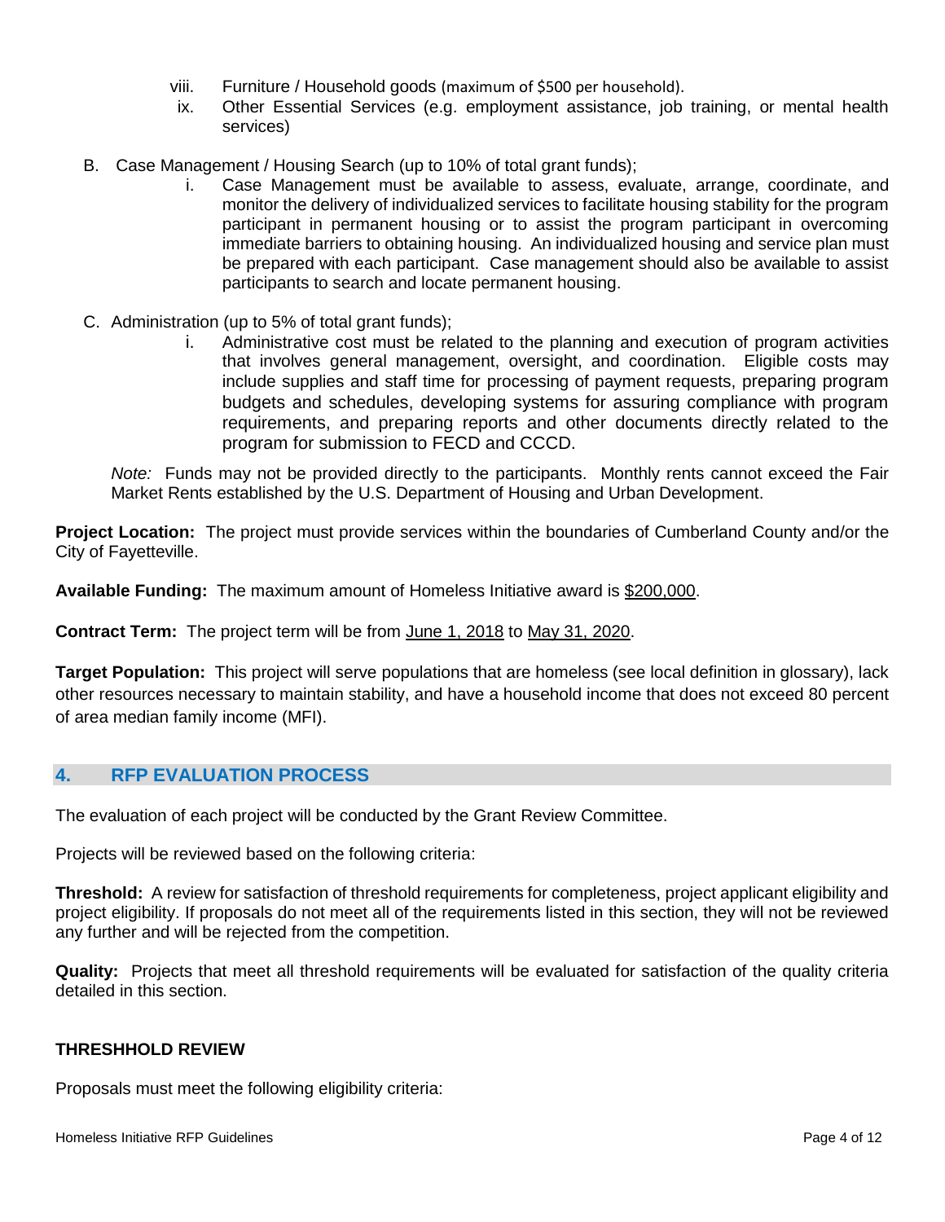viii. Furniture / Household goods (maximum of $500 per household).

ix. Other Essential Services (e.g. employment assistance, job training, or mental health services)

B. Case Management / Housing Search (up to 10% of total grant funds);

i. Case Management must be available to assess, evaluate, arrange, coordinate, and monitor the delivery of individualized services to facilitate housing stability for the program participant in permanent housing or to assist the program participant in overcoming immediate barriers to obtaining housing. An individualized housing and service plan must be prepared with each participant. Case management should also be available to assist participants to search and locate permanent housing.

C. Administration (up to 5% of total grant funds);

i. Administrative cost must be related to the planning and execution of program activities that involves general management, oversight, and coordination. Eligible costs may include supplies and staff time for processing of payment requests, preparing program budgets and schedules, developing systems for assuring compliance with program requirements, and preparing reports and other documents directly related to the program for submission to FECD and CCCD.

*Note:* Funds may not be provided directly to the participants. Monthly rents cannot exceed the Fair Market Rents established by the U.S. Department of Housing and Urban Development.

**Project Location:** The project must provide services within the boundaries of Cumberland County and/or the City of Fayetteville.

**Available Funding:** The maximum amount of Homeless Initiative award is <u>$200,000</u>.

**Contract Term:** The project term will be from <u>June 1, 2018</u> to <u>May 31, 2020</u>.

**Target Population:** This project will serve populations that are homeless (see local definition in glossary), lack other resources necessary to maintain stability, and have a household income that does not exceed 80 percent of area median family income (MFI).

## 4. RFP EVALUATION PROCESS

The evaluation of each project will be conducted by the Grant Review Committee.

Projects will be reviewed based on the following criteria:

**Threshold:** A review for satisfaction of threshold requirements for completeness, project applicant eligibility and project eligibility. If proposals do not meet all of the requirements listed in this section, they will not be reviewed any further and will be rejected from the competition.

**Quality:** Projects that meet all threshold requirements will be evaluated for satisfaction of the quality criteria detailed in this section.

**THRESHHOLD REVIEW**

Proposals must meet the following eligibility criteria: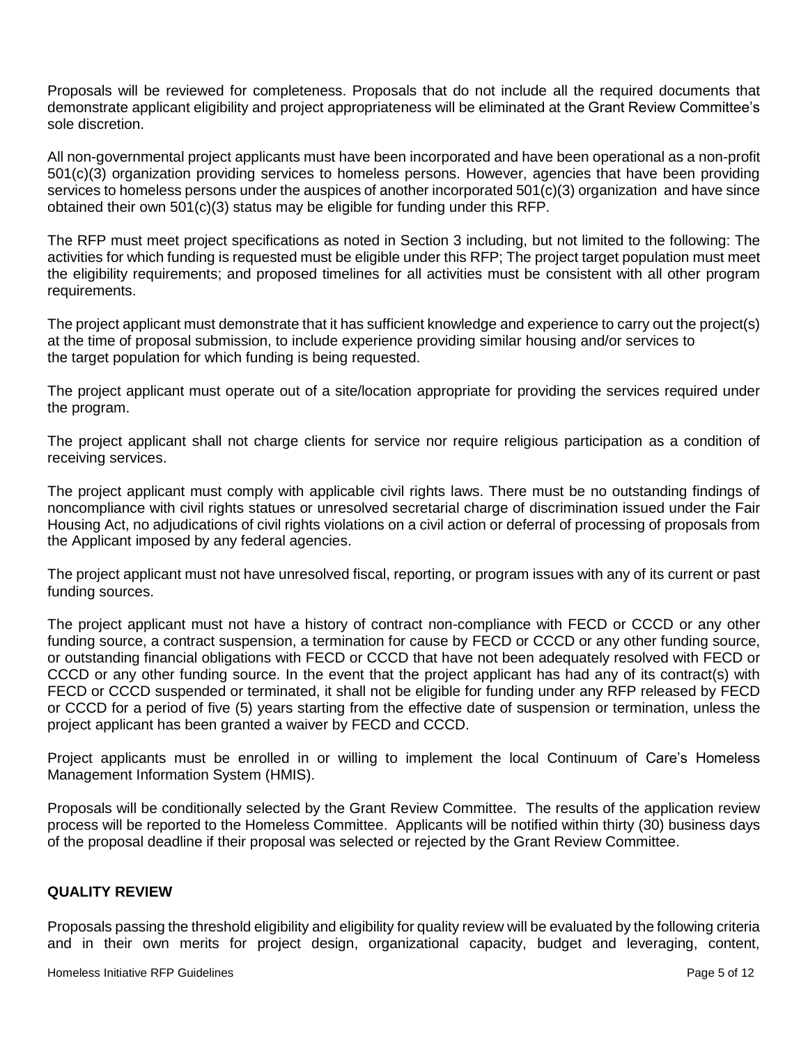Proposals will be reviewed for completeness. Proposals that do not include all the required documents that demonstrate applicant eligibility and project appropriateness will be eliminated at the Grant Review Committee's sole discretion.

All non-governmental project applicants must have been incorporated and have been operational as a non-profit 501(c)(3) organization providing services to homeless persons. However, agencies that have been providing services to homeless persons under the auspices of another incorporated 501(c)(3) organization and have since obtained their own 501(c)(3) status may be eligible for funding under this RFP.

The RFP must meet project specifications as noted in Section 3 including, but not limited to the following: The activities for which funding is requested must be eligible under this RFP; The project target population must meet the eligibility requirements; and proposed timelines for all activities must be consistent with all other program requirements.

The project applicant must demonstrate that it has sufficient knowledge and experience to carry out the project(s) at the time of proposal submission, to include experience providing similar housing and/or services to the target population for which funding is being requested.

The project applicant must operate out of a site/location appropriate for providing the services required under the program.

The project applicant shall not charge clients for service nor require religious participation as a condition of receiving services.

The project applicant must comply with applicable civil rights laws. There must be no outstanding findings of noncompliance with civil rights statues or unresolved secretarial charge of discrimination issued under the Fair Housing Act, no adjudications of civil rights violations on a civil action or deferral of processing of proposals from the Applicant imposed by any federal agencies.

The project applicant must not have unresolved fiscal, reporting, or program issues with any of its current or past funding sources.

The project applicant must not have a history of contract non-compliance with FECD or CCCD or any other funding source, a contract suspension, a termination for cause by FECD or CCCD or any other funding source, or outstanding financial obligations with FECD or CCCD that have not been adequately resolved with FECD or CCCD or any other funding source. In the event that the project applicant has had any of its contract(s) with FECD or CCCD suspended or terminated, it shall not be eligible for funding under any RFP released by FECD or CCCD for a period of five (5) years starting from the effective date of suspension or termination, unless the project applicant has been granted a waiver by FECD and CCCD.

Project applicants must be enrolled in or willing to implement the local Continuum of Care's Homeless Management Information System (HMIS).

Proposals will be conditionally selected by the Grant Review Committee. The results of the application review process will be reported to the Homeless Committee. Applicants will be notified within thirty (30) business days of the proposal deadline if their proposal was selected or rejected by the Grant Review Committee.

**QUALITY REVIEW**

Proposals passing the threshold eligibility and eligibility for quality review will be evaluated by the following criteria and in their own merits for project design, organizational capacity, budget and leveraging, content,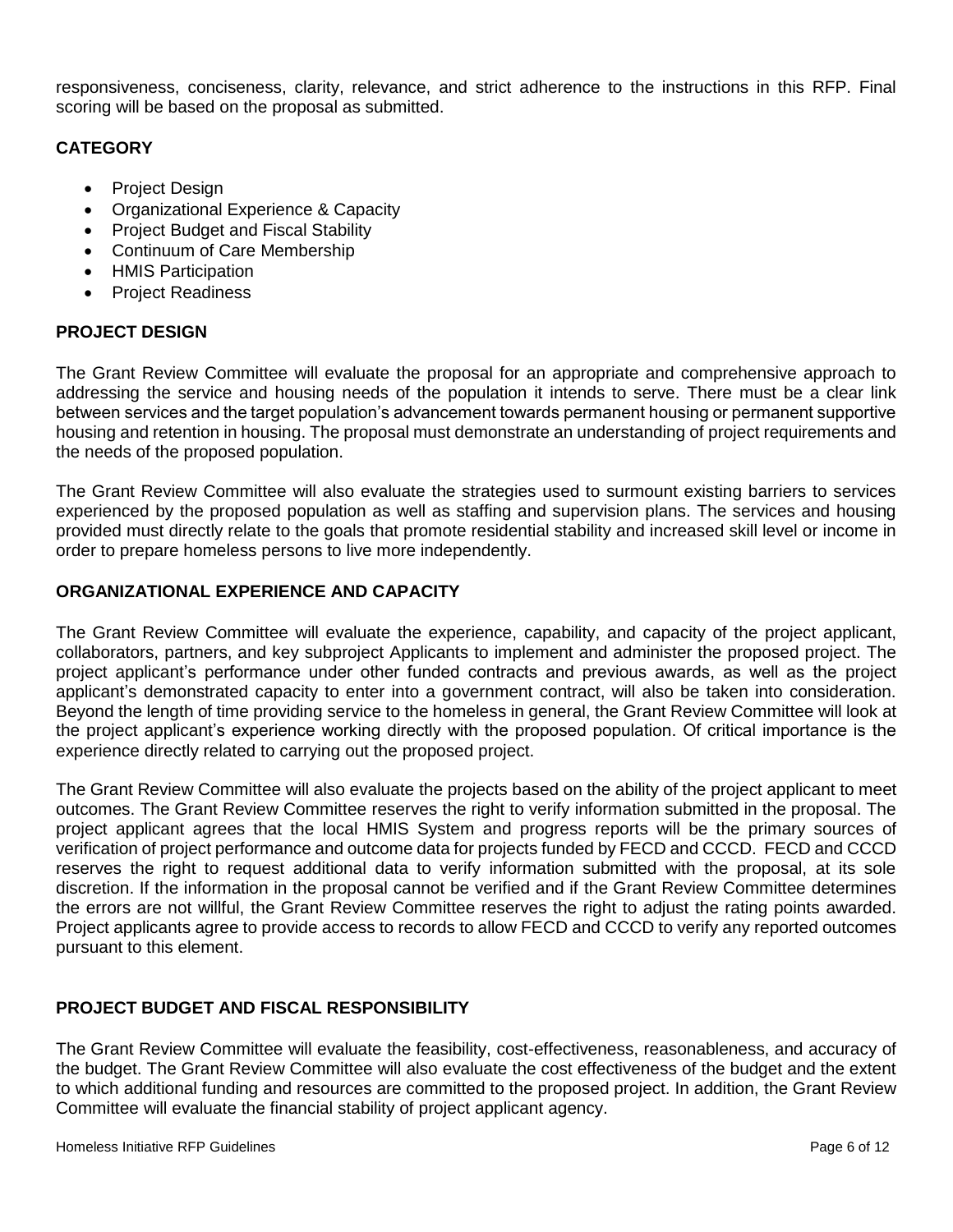responsiveness, conciseness, clarity, relevance, and strict adherence to the instructions in this RFP. Final scoring will be based on the proposal as submitted.

## CATEGORY

- Project Design
- Organizational Experience & Capacity
- Project Budget and Fiscal Stability
- Continuum of Care Membership
- HMIS Participation
- Project Readiness

## PROJECT DESIGN

The Grant Review Committee will evaluate the proposal for an appropriate and comprehensive approach to addressing the service and housing needs of the population it intends to serve. There must be a clear link between services and the target population's advancement towards permanent housing or permanent supportive housing and retention in housing. The proposal must demonstrate an understanding of project requirements and the needs of the proposed population.

The Grant Review Committee will also evaluate the strategies used to surmount existing barriers to services experienced by the proposed population as well as staffing and supervision plans. The services and housing provided must directly relate to the goals that promote residential stability and increased skill level or income in order to prepare homeless persons to live more independently.

## ORGANIZATIONAL EXPERIENCE AND CAPACITY

The Grant Review Committee will evaluate the experience, capability, and capacity of the project applicant, collaborators, partners, and key subproject Applicants to implement and administer the proposed project. The project applicant's performance under other funded contracts and previous awards, as well as the project applicant's demonstrated capacity to enter into a government contract, will also be taken into consideration. Beyond the length of time providing service to the homeless in general, the Grant Review Committee will look at the project applicant's experience working directly with the proposed population. Of critical importance is the experience directly related to carrying out the proposed project.

The Grant Review Committee will also evaluate the projects based on the ability of the project applicant to meet outcomes. The Grant Review Committee reserves the right to verify information submitted in the proposal. The project applicant agrees that the local HMIS System and progress reports will be the primary sources of verification of project performance and outcome data for projects funded by FECD and CCCD. FECD and CCCD reserves the right to request additional data to verify information submitted with the proposal, at its sole discretion. If the information in the proposal cannot be verified and if the Grant Review Committee determines the errors are not willful, the Grant Review Committee reserves the right to adjust the rating points awarded. Project applicants agree to provide access to records to allow FECD and CCCD to verify any reported outcomes pursuant to this element.

## PROJECT BUDGET AND FISCAL RESPONSIBILITY

The Grant Review Committee will evaluate the feasibility, cost-effectiveness, reasonableness, and accuracy of the budget. The Grant Review Committee will also evaluate the cost effectiveness of the budget and the extent to which additional funding and resources are committed to the proposed project. In addition, the Grant Review Committee will evaluate the financial stability of project applicant agency.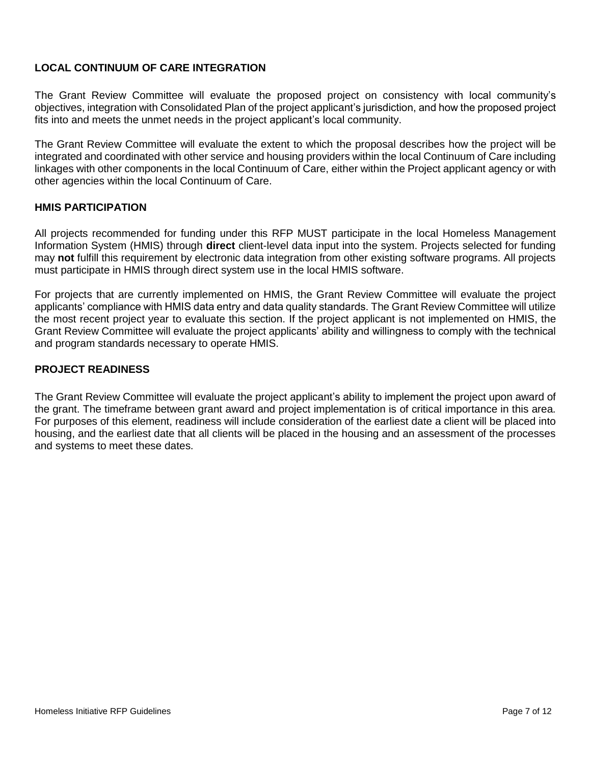## LOCAL CONTINUUM OF CARE INTEGRATION

The Grant Review Committee will evaluate the proposed project on consistency with local community's objectives, integration with Consolidated Plan of the project applicant's jurisdiction, and how the proposed project fits into and meets the unmet needs in the project applicant's local community.

The Grant Review Committee will evaluate the extent to which the proposal describes how the project will be integrated and coordinated with other service and housing providers within the local Continuum of Care including linkages with other components in the local Continuum of Care, either within the Project applicant agency or with other agencies within the local Continuum of Care.

## HMIS PARTICIPATION

All projects recommended for funding under this RFP MUST participate in the local Homeless Management Information System (HMIS) through **direct** client-level data input into the system. Projects selected for funding may **not** fulfill this requirement by electronic data integration from other existing software programs. All projects must participate in HMIS through direct system use in the local HMIS software.

For projects that are currently implemented on HMIS, the Grant Review Committee will evaluate the project applicants' compliance with HMIS data entry and data quality standards. The Grant Review Committee will utilize the most recent project year to evaluate this section. If the project applicant is not implemented on HMIS, the Grant Review Committee will evaluate the project applicants' ability and willingness to comply with the technical and program standards necessary to operate HMIS.

## PROJECT READINESS

The Grant Review Committee will evaluate the project applicant's ability to implement the project upon award of the grant. The timeframe between grant award and project implementation is of critical importance in this area. For purposes of this element, readiness will include consideration of the earliest date a client will be placed into housing, and the earliest date that all clients will be placed in the housing and an assessment of the processes and systems to meet these dates.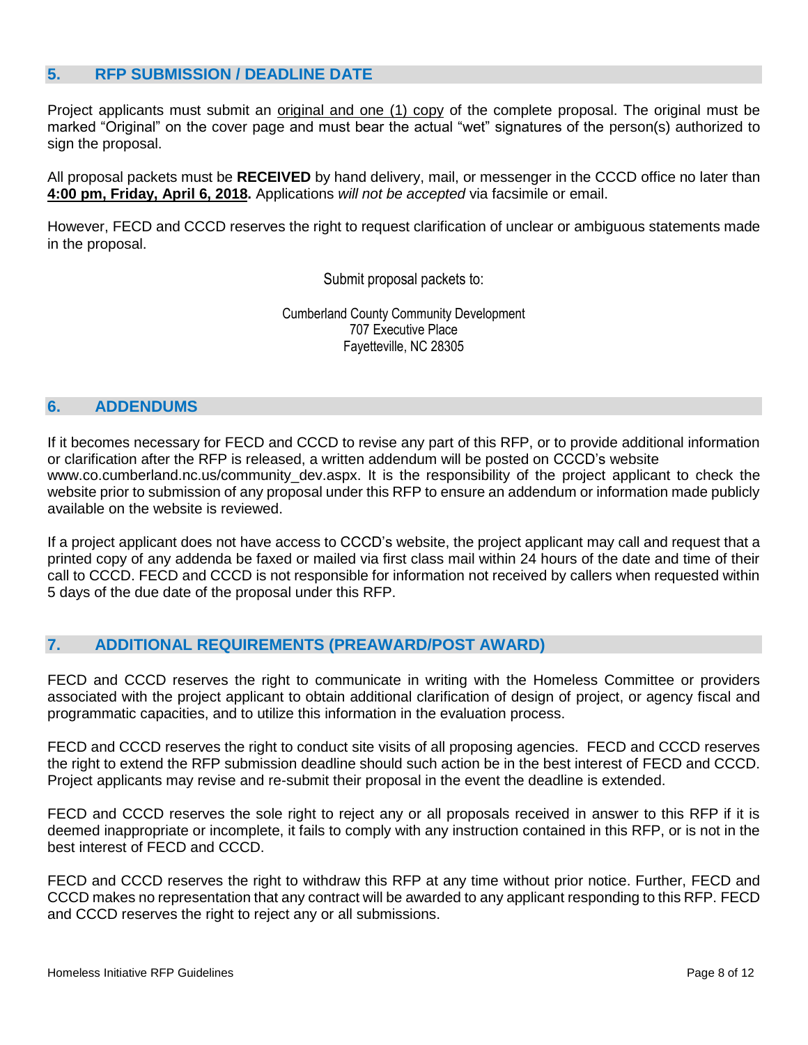## 5. RFP SUBMISSION / DEADLINE DATE

Project applicants must submit an original and one (1) copy of the complete proposal. The original must be marked "Original" on the cover page and must bear the actual "wet" signatures of the person(s) authorized to sign the proposal.

All proposal packets must be **RECEIVED** by hand delivery, mail, or messenger in the CCCD office no later than **4:00 pm, Friday, April 6, 2018.** Applications *will not be accepted* via facsimile or email.

However, FECD and CCCD reserves the right to request clarification of unclear or ambiguous statements made in the proposal.

Submit proposal packets to:

Cumberland County Community Development
707 Executive Place
Fayetteville, NC 28305

## 6. ADDENDUMS

If it becomes necessary for FECD and CCCD to revise any part of this RFP, or to provide additional information or clarification after the RFP is released, a written addendum will be posted on CCCD's website www.co.cumberland.nc.us/community_dev.aspx. It is the responsibility of the project applicant to check the website prior to submission of any proposal under this RFP to ensure an addendum or information made publicly available on the website is reviewed.

If a project applicant does not have access to CCCD's website, the project applicant may call and request that a printed copy of any addenda be faxed or mailed via first class mail within 24 hours of the date and time of their call to CCCD. FECD and CCCD is not responsible for information not received by callers when requested within 5 days of the due date of the proposal under this RFP.

## 7. ADDITIONAL REQUIREMENTS (PREAWARD/POST AWARD)

FECD and CCCD reserves the right to communicate in writing with the Homeless Committee or providers associated with the project applicant to obtain additional clarification of design of project, or agency fiscal and programmatic capacities, and to utilize this information in the evaluation process.

FECD and CCCD reserves the right to conduct site visits of all proposing agencies. FECD and CCCD reserves the right to extend the RFP submission deadline should such action be in the best interest of FECD and CCCD. Project applicants may revise and re-submit their proposal in the event the deadline is extended.

FECD and CCCD reserves the sole right to reject any or all proposals received in answer to this RFP if it is deemed inappropriate or incomplete, it fails to comply with any instruction contained in this RFP, or is not in the best interest of FECD and CCCD.

FECD and CCCD reserves the right to withdraw this RFP at any time without prior notice. Further, FECD and CCCD makes no representation that any contract will be awarded to any applicant responding to this RFP. FECD and CCCD reserves the right to reject any or all submissions.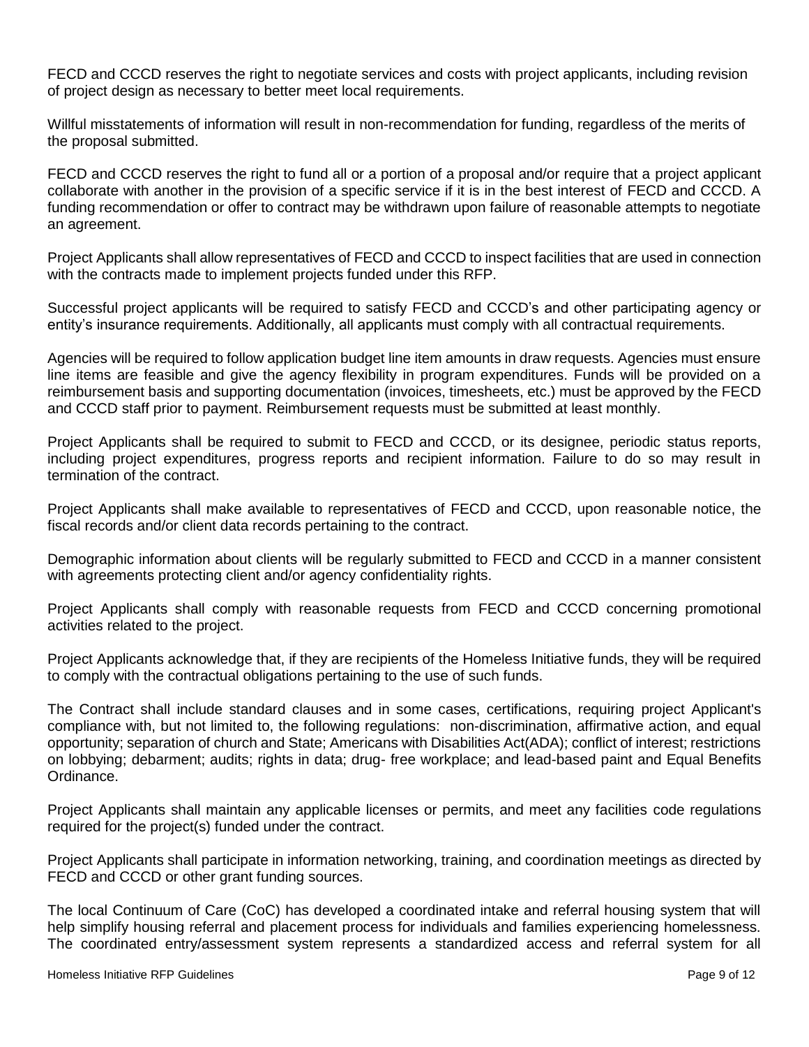FECD and CCCD reserves the right to negotiate services and costs with project applicants, including revision of project design as necessary to better meet local requirements.

Willful misstatements of information will result in non-recommendation for funding, regardless of the merits of the proposal submitted.

FECD and CCCD reserves the right to fund all or a portion of a proposal and/or require that a project applicant collaborate with another in the provision of a specific service if it is in the best interest of FECD and CCCD. A funding recommendation or offer to contract may be withdrawn upon failure of reasonable attempts to negotiate an agreement.

Project Applicants shall allow representatives of FECD and CCCD to inspect facilities that are used in connection with the contracts made to implement projects funded under this RFP.

Successful project applicants will be required to satisfy FECD and CCCD's and other participating agency or entity's insurance requirements. Additionally, all applicants must comply with all contractual requirements.

Agencies will be required to follow application budget line item amounts in draw requests. Agencies must ensure line items are feasible and give the agency flexibility in program expenditures. Funds will be provided on a reimbursement basis and supporting documentation (invoices, timesheets, etc.) must be approved by the FECD and CCCD staff prior to payment. Reimbursement requests must be submitted at least monthly.

Project Applicants shall be required to submit to FECD and CCCD, or its designee, periodic status reports, including project expenditures, progress reports and recipient information. Failure to do so may result in termination of the contract.

Project Applicants shall make available to representatives of FECD and CCCD, upon reasonable notice, the fiscal records and/or client data records pertaining to the contract.

Demographic information about clients will be regularly submitted to FECD and CCCD in a manner consistent with agreements protecting client and/or agency confidentiality rights.

Project Applicants shall comply with reasonable requests from FECD and CCCD concerning promotional activities related to the project.

Project Applicants acknowledge that, if they are recipients of the Homeless Initiative funds, they will be required to comply with the contractual obligations pertaining to the use of such funds.

The Contract shall include standard clauses and in some cases, certifications, requiring project Applicant's compliance with, but not limited to, the following regulations: non-discrimination, affirmative action, and equal opportunity; separation of church and State; Americans with Disabilities Act(ADA); conflict of interest; restrictions on lobbying; debarment; audits; rights in data; drug- free workplace; and lead-based paint and Equal Benefits Ordinance.

Project Applicants shall maintain any applicable licenses or permits, and meet any facilities code regulations required for the project(s) funded under the contract.

Project Applicants shall participate in information networking, training, and coordination meetings as directed by FECD and CCCD or other grant funding sources.

The local Continuum of Care (CoC) has developed a coordinated intake and referral housing system that will help simplify housing referral and placement process for individuals and families experiencing homelessness. The coordinated entry/assessment system represents a standardized access and referral system for all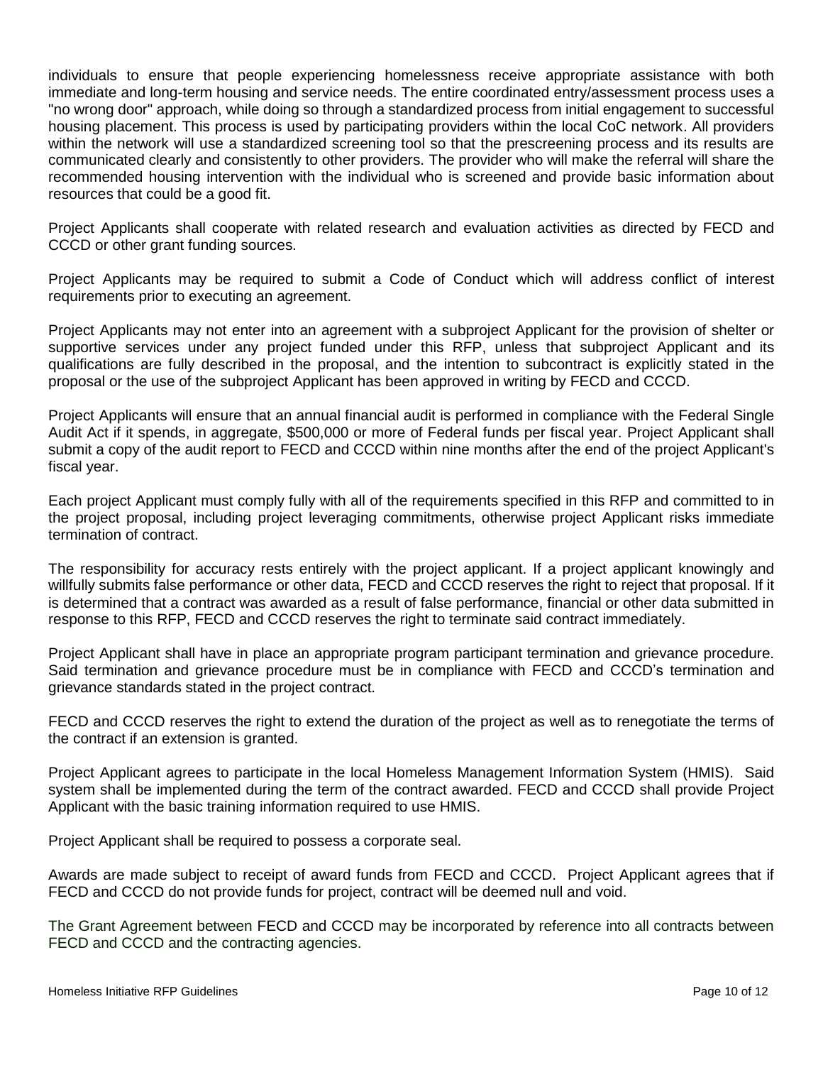individuals to ensure that people experiencing homelessness receive appropriate assistance with both immediate and long-term housing and service needs. The entire coordinated entry/assessment process uses a "no wrong door" approach, while doing so through a standardized process from initial engagement to successful housing placement. This process is used by participating providers within the local CoC network. All providers within the network will use a standardized screening tool so that the prescreening process and its results are communicated clearly and consistently to other providers. The provider who will make the referral will share the recommended housing intervention with the individual who is screened and provide basic information about resources that could be a good fit.

Project Applicants shall cooperate with related research and evaluation activities as directed by FECD and CCCD or other grant funding sources.

Project Applicants may be required to submit a Code of Conduct which will address conflict of interest requirements prior to executing an agreement.

Project Applicants may not enter into an agreement with a subproject Applicant for the provision of shelter or supportive services under any project funded under this RFP, unless that subproject Applicant and its qualifications are fully described in the proposal, and the intention to subcontract is explicitly stated in the proposal or the use of the subproject Applicant has been approved in writing by FECD and CCCD.

Project Applicants will ensure that an annual financial audit is performed in compliance with the Federal Single Audit Act if it spends, in aggregate, $500,000 or more of Federal funds per fiscal year. Project Applicant shall submit a copy of the audit report to FECD and CCCD within nine months after the end of the project Applicant's fiscal year.

Each project Applicant must comply fully with all of the requirements specified in this RFP and committed to in the project proposal, including project leveraging commitments, otherwise project Applicant risks immediate termination of contract.

The responsibility for accuracy rests entirely with the project applicant. If a project applicant knowingly and willfully submits false performance or other data, FECD and CCCD reserves the right to reject that proposal. If it is determined that a contract was awarded as a result of false performance, financial or other data submitted in response to this RFP, FECD and CCCD reserves the right to terminate said contract immediately.

Project Applicant shall have in place an appropriate program participant termination and grievance procedure. Said termination and grievance procedure must be in compliance with FECD and CCCD's termination and grievance standards stated in the project contract.

FECD and CCCD reserves the right to extend the duration of the project as well as to renegotiate the terms of the contract if an extension is granted.

Project Applicant agrees to participate in the local Homeless Management Information System (HMIS). Said system shall be implemented during the term of the contract awarded. FECD and CCCD shall provide Project Applicant with the basic training information required to use HMIS.

Project Applicant shall be required to possess a corporate seal.

Awards are made subject to receipt of award funds from FECD and CCCD. Project Applicant agrees that if FECD and CCCD do not provide funds for project, contract will be deemed null and void.

The Grant Agreement between FECD and CCCD may be incorporated by reference into all contracts between FECD and CCCD and the contracting agencies.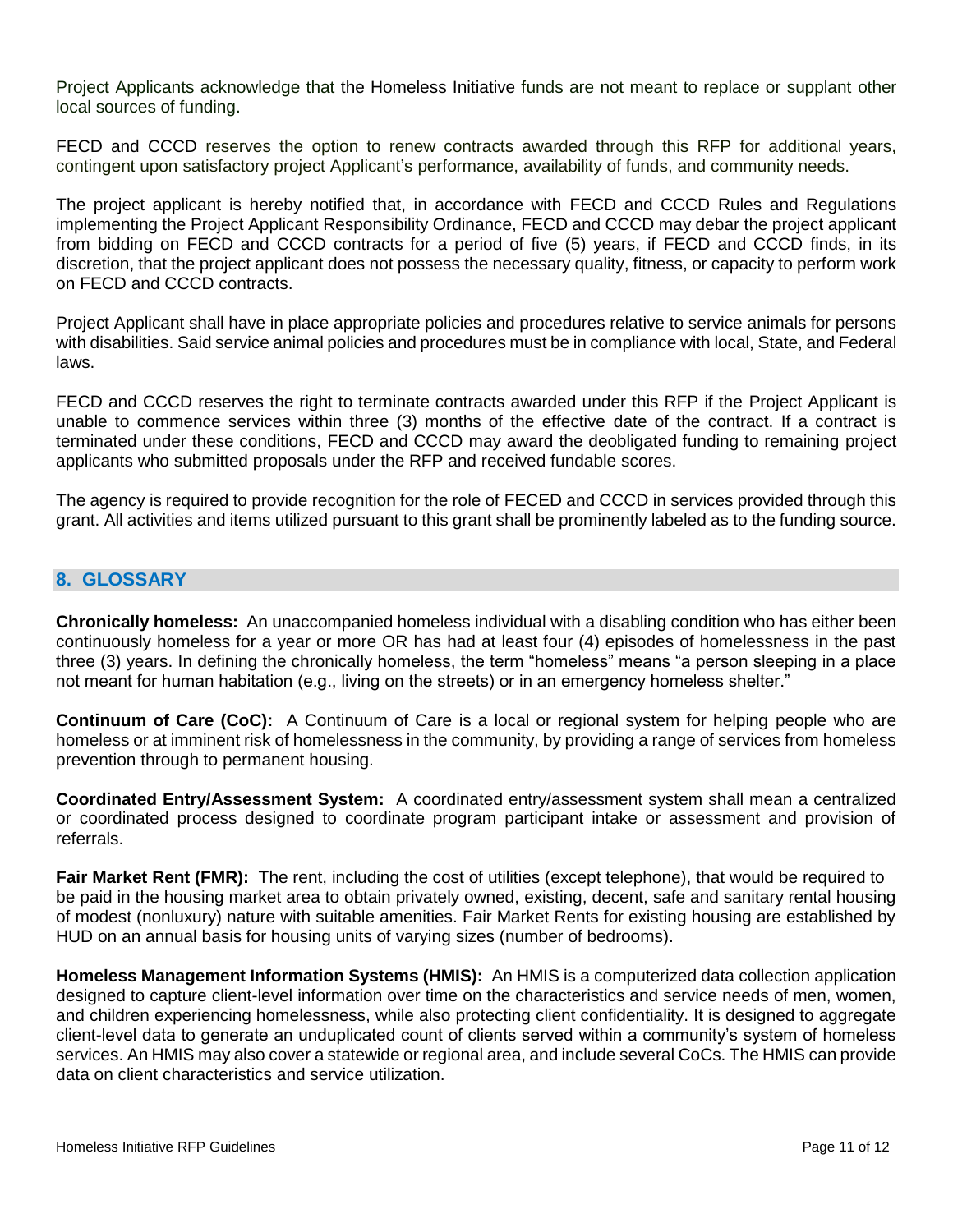Project Applicants acknowledge that the Homeless Initiative funds are not meant to replace or supplant other local sources of funding.

FECD and CCCD reserves the option to renew contracts awarded through this RFP for additional years, contingent upon satisfactory project Applicant's performance, availability of funds, and community needs.

The project applicant is hereby notified that, in accordance with FECD and CCCD Rules and Regulations implementing the Project Applicant Responsibility Ordinance, FECD and CCCD may debar the project applicant from bidding on FECD and CCCD contracts for a period of five (5) years, if FECD and CCCD finds, in its discretion, that the project applicant does not possess the necessary quality, fitness, or capacity to perform work on FECD and CCCD contracts.

Project Applicant shall have in place appropriate policies and procedures relative to service animals for persons with disabilities. Said service animal policies and procedures must be in compliance with local, State, and Federal laws.

FECD and CCCD reserves the right to terminate contracts awarded under this RFP if the Project Applicant is unable to commence services within three (3) months of the effective date of the contract. If a contract is terminated under these conditions, FECD and CCCD may award the deobligated funding to remaining project applicants who submitted proposals under the RFP and received fundable scores.

The agency is required to provide recognition for the role of FECED and CCCD in services provided through this grant. All activities and items utilized pursuant to this grant shall be prominently labeled as to the funding source.

## 8. GLOSSARY

**Chronically homeless:** An unaccompanied homeless individual with a disabling condition who has either been continuously homeless for a year or more OR has had at least four (4) episodes of homelessness in the past three (3) years. In defining the chronically homeless, the term "homeless" means "a person sleeping in a place not meant for human habitation (e.g., living on the streets) or in an emergency homeless shelter."

**Continuum of Care (CoC):** A Continuum of Care is a local or regional system for helping people who are homeless or at imminent risk of homelessness in the community, by providing a range of services from homeless prevention through to permanent housing.

**Coordinated Entry/Assessment System:** A coordinated entry/assessment system shall mean a centralized or coordinated process designed to coordinate program participant intake or assessment and provision of referrals.

**Fair Market Rent (FMR):** The rent, including the cost of utilities (except telephone), that would be required to be paid in the housing market area to obtain privately owned, existing, decent, safe and sanitary rental housing of modest (nonluxury) nature with suitable amenities. Fair Market Rents for existing housing are established by HUD on an annual basis for housing units of varying sizes (number of bedrooms).

**Homeless Management Information Systems (HMIS):** An HMIS is a computerized data collection application designed to capture client-level information over time on the characteristics and service needs of men, women, and children experiencing homelessness, while also protecting client confidentiality. It is designed to aggregate client-level data to generate an unduplicated count of clients served within a community's system of homeless services. An HMIS may also cover a statewide or regional area, and include several CoCs. The HMIS can provide data on client characteristics and service utilization.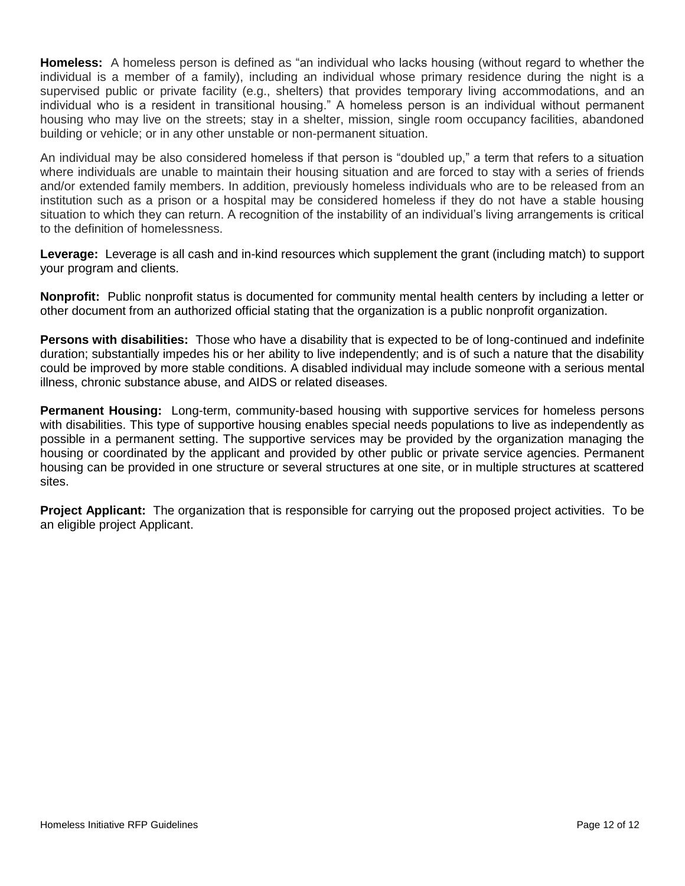**Homeless:** A homeless person is defined as "an individual who lacks housing (without regard to whether the individual is a member of a family), including an individual whose primary residence during the night is a supervised public or private facility (e.g., shelters) that provides temporary living accommodations, and an individual who is a resident in transitional housing." A homeless person is an individual without permanent housing who may live on the streets; stay in a shelter, mission, single room occupancy facilities, abandoned building or vehicle; or in any other unstable or non-permanent situation.

An individual may be also considered homeless if that person is "doubled up," a term that refers to a situation where individuals are unable to maintain their housing situation and are forced to stay with a series of friends and/or extended family members. In addition, previously homeless individuals who are to be released from an institution such as a prison or a hospital may be considered homeless if they do not have a stable housing situation to which they can return. A recognition of the instability of an individual's living arrangements is critical to the definition of homelessness.

**Leverage:** Leverage is all cash and in-kind resources which supplement the grant (including match) to support your program and clients.

**Nonprofit:** Public nonprofit status is documented for community mental health centers by including a letter or other document from an authorized official stating that the organization is a public nonprofit organization.

**Persons with disabilities:** Those who have a disability that is expected to be of long-continued and indefinite duration; substantially impedes his or her ability to live independently; and is of such a nature that the disability could be improved by more stable conditions. A disabled individual may include someone with a serious mental illness, chronic substance abuse, and AIDS or related diseases.

**Permanent Housing:** Long-term, community-based housing with supportive services for homeless persons with disabilities. This type of supportive housing enables special needs populations to live as independently as possible in a permanent setting. The supportive services may be provided by the organization managing the housing or coordinated by the applicant and provided by other public or private service agencies. Permanent housing can be provided in one structure or several structures at one site, or in multiple structures at scattered sites.

**Project Applicant:** The organization that is responsible for carrying out the proposed project activities. To be an eligible project Applicant.